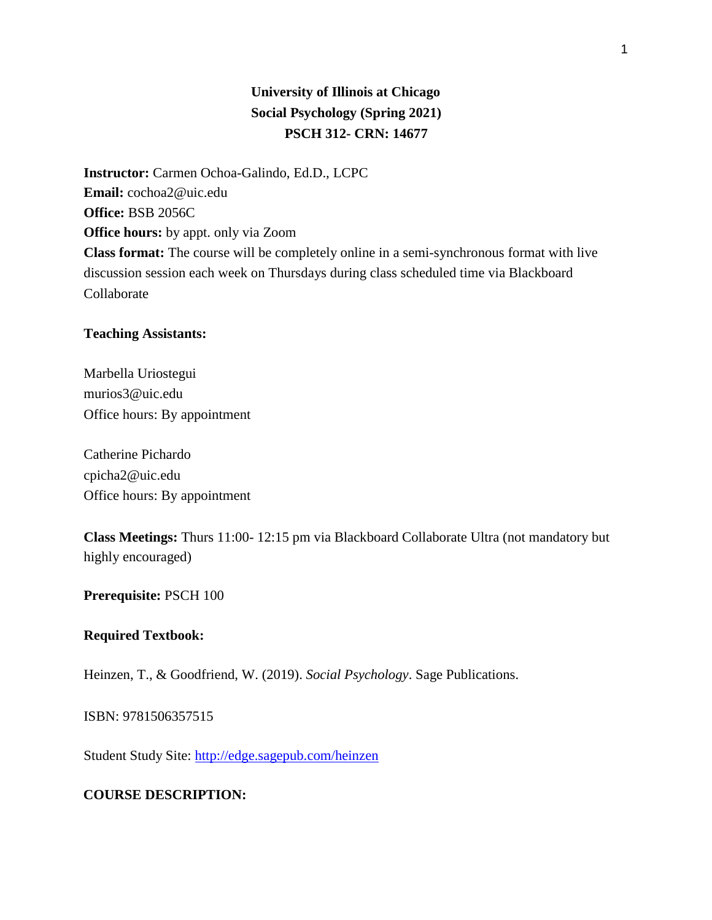**University of Illinois at Chicago**
**Social Psychology (Spring 2021)**
**PSCH 312- CRN: 14677**

**Instructor:** Carmen Ochoa-Galindo, Ed.D., LCPC
**Email:** cochoa2@uic.edu
**Office:** BSB 2056C
**Office hours:** by appt. only via Zoom
**Class format:** The course will be completely online in a semi-synchronous format with live discussion session each week on Thursdays during class scheduled time via Blackboard Collaborate

**Teaching Assistants:**

Marbella Uriostegui
murios3@uic.edu
Office hours: By appointment

Catherine Pichardo
cpicha2@uic.edu
Office hours: By appointment

**Class Meetings:** Thurs 11:00- 12:15 pm via Blackboard Collaborate Ultra (not mandatory but highly encouraged)

**Prerequisite:** PSCH 100

**Required Textbook:**

Heinzen, T., & Goodfriend, W. (2019). *Social Psychology*. Sage Publications.

ISBN: 9781506357515

Student Study Site: [http://edge.sagepub.com/heinzen](http://edge.sagepub.com/heinzen)

**COURSE DESCRIPTION:**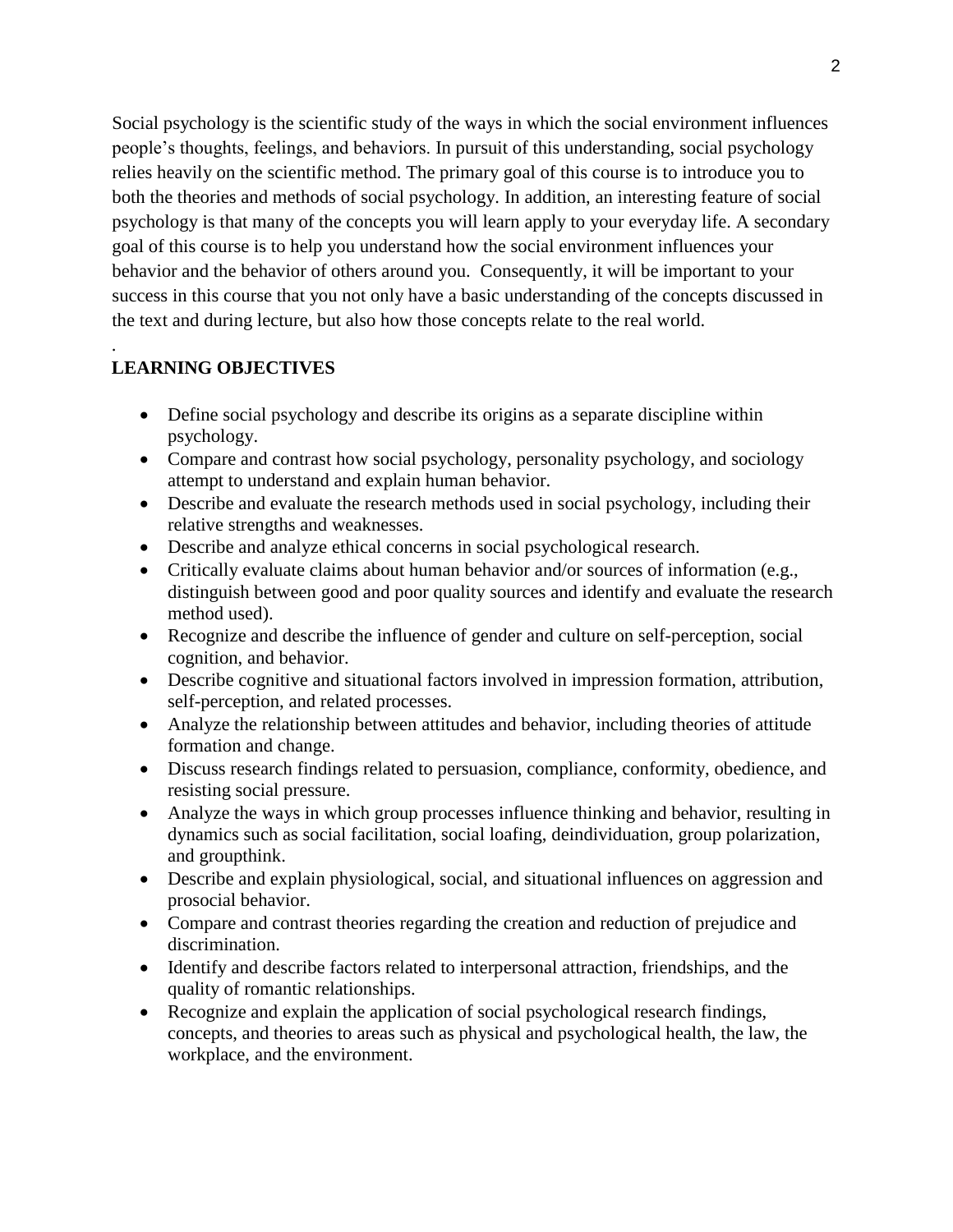Social psychology is the scientific study of the ways in which the social environment influences people's thoughts, feelings, and behaviors. In pursuit of this understanding, social psychology relies heavily on the scientific method. The primary goal of this course is to introduce you to both the theories and methods of social psychology. In addition, an interesting feature of social psychology is that many of the concepts you will learn apply to your everyday life. A secondary goal of this course is to help you understand how the social environment influences your behavior and the behavior of others around you. Consequently, it will be important to your success in this course that you not only have a basic understanding of the concepts discussed in the text and during lecture, but also how those concepts relate to the real world.

.

**LEARNING OBJECTIVES**

- Define social psychology and describe its origins as a separate discipline within psychology.
- Compare and contrast how social psychology, personality psychology, and sociology attempt to understand and explain human behavior.
- Describe and evaluate the research methods used in social psychology, including their relative strengths and weaknesses.
- Describe and analyze ethical concerns in social psychological research.
- Critically evaluate claims about human behavior and/or sources of information (e.g., distinguish between good and poor quality sources and identify and evaluate the research method used).
- Recognize and describe the influence of gender and culture on self-perception, social cognition, and behavior.
- Describe cognitive and situational factors involved in impression formation, attribution, self-perception, and related processes.
- Analyze the relationship between attitudes and behavior, including theories of attitude formation and change.
- Discuss research findings related to persuasion, compliance, conformity, obedience, and resisting social pressure.
- Analyze the ways in which group processes influence thinking and behavior, resulting in dynamics such as social facilitation, social loafing, deindividuation, group polarization, and groupthink.
- Describe and explain physiological, social, and situational influences on aggression and prosocial behavior.
- Compare and contrast theories regarding the creation and reduction of prejudice and discrimination.
- Identify and describe factors related to interpersonal attraction, friendships, and the quality of romantic relationships.
- Recognize and explain the application of social psychological research findings, concepts, and theories to areas such as physical and psychological health, the law, the workplace, and the environment.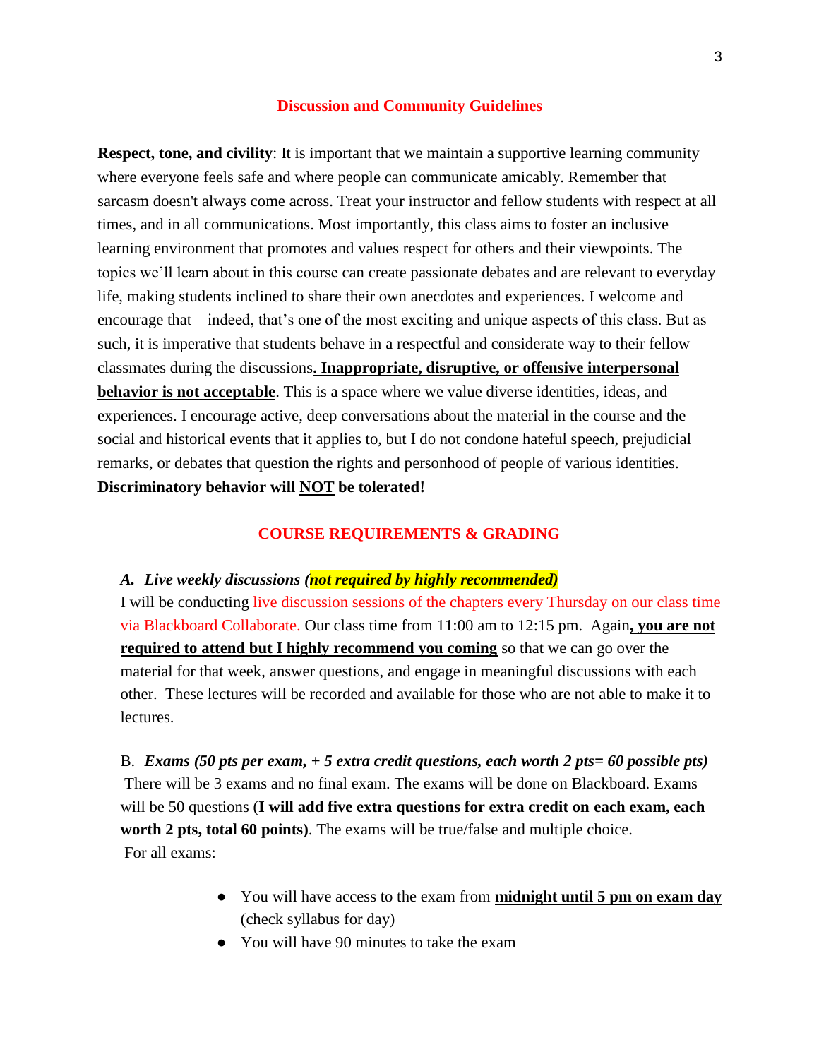## Discussion and Community Guidelines

**Respect, tone, and civility**: It is important that we maintain a supportive learning community where everyone feels safe and where people can communicate amicably. Remember that sarcasm doesn't always come across. Treat your instructor and fellow students with respect at all times, and in all communications. Most importantly, this class aims to foster an inclusive learning environment that promotes and values respect for others and their viewpoints. The topics we'll learn about in this course can create passionate debates and are relevant to everyday life, making students inclined to share their own anecdotes and experiences. I welcome and encourage that – indeed, that's one of the most exciting and unique aspects of this class. But as such, it is imperative that students behave in a respectful and considerate way to their fellow classmates during the discussions**. Inappropriate, disruptive, or offensive interpersonal behavior is not acceptable**. This is a space where we value diverse identities, ideas, and experiences. I encourage active, deep conversations about the material in the course and the social and historical events that it applies to, but I do not condone hateful speech, prejudicial remarks, or debates that question the rights and personhood of people of various identities. **Discriminatory behavior will NOT be tolerated!**

## COURSE REQUIREMENTS & GRADING

***A. Live weekly discussions (not required by highly recommended)***

I will be conducting live discussion sessions of the chapters every Thursday on our class time via Blackboard Collaborate. Our class time from 11:00 am to 12:15 pm. Again**, you are not required to attend but I highly recommend you coming** so that we can go over the material for that week, answer questions, and engage in meaningful discussions with each other. These lectures will be recorded and available for those who are not able to make it to lectures.

B. ***Exams (50 pts per exam, + 5 extra credit questions, each worth 2 pts= 60 possible pts)***

There will be 3 exams and no final exam. The exams will be done on Blackboard. Exams will be 50 questions (**I will add five extra questions for extra credit on each exam, each worth 2 pts, total 60 points)**. The exams will be true/false and multiple choice.

For all exams:

- You will have access to the exam from **midnight until 5 pm on exam day** (check syllabus for day)
- You will have 90 minutes to take the exam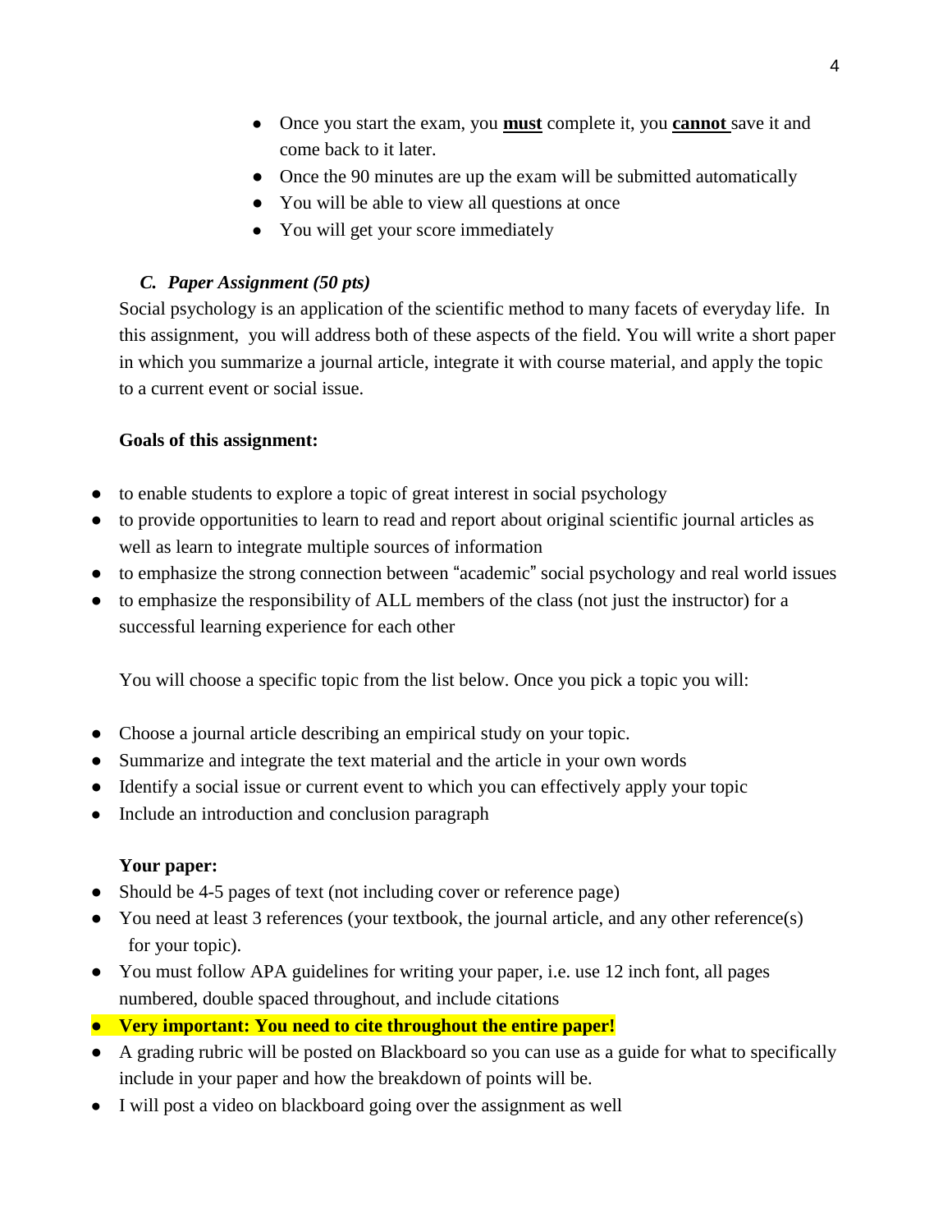- Once you start the exam, you **must** complete it, you **cannot** save it and come back to it later.
- Once the 90 minutes are up the exam will be submitted automatically
- You will be able to view all questions at once
- You will get your score immediately

### *C. Paper Assignment (50 pts)*

Social psychology is an application of the scientific method to many facets of everyday life. In this assignment, you will address both of these aspects of the field. You will write a short paper in which you summarize a journal article, integrate it with course material, and apply the topic to a current event or social issue.

**Goals of this assignment:**

- to enable students to explore a topic of great interest in social psychology
- to provide opportunities to learn to read and report about original scientific journal articles as well as learn to integrate multiple sources of information
- to emphasize the strong connection between "academic" social psychology and real world issues
- to emphasize the responsibility of ALL members of the class (not just the instructor) for a successful learning experience for each other

You will choose a specific topic from the list below. Once you pick a topic you will:

- Choose a journal article describing an empirical study on your topic.
- Summarize and integrate the text material and the article in your own words
- Identify a social issue or current event to which you can effectively apply your topic
- Include an introduction and conclusion paragraph

**Your paper:**

- Should be 4-5 pages of text (not including cover or reference page)
- You need at least 3 references (your textbook, the journal article, and any other reference(s) for your topic).
- You must follow APA guidelines for writing your paper, i.e. use 12 inch font, all pages numbered, double spaced throughout, and include citations
- **Very important: You need to cite throughout the entire paper!**
- A grading rubric will be posted on Blackboard so you can use as a guide for what to specifically include in your paper and how the breakdown of points will be.
- I will post a video on blackboard going over the assignment as well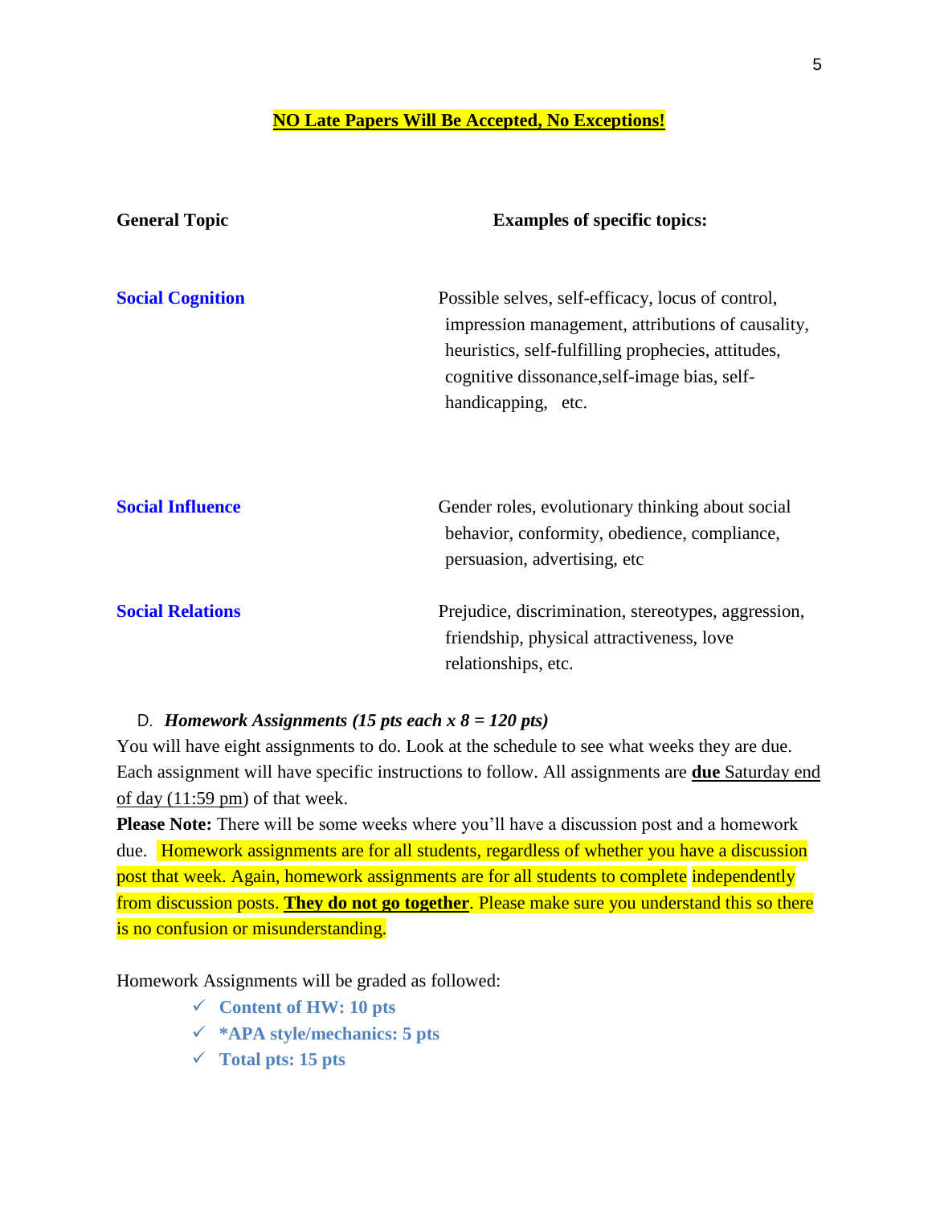**NO Late Papers Will Be Accepted, No Exceptions!**

| General Topic | Examples of specific topics: |
| --- | --- |
| **Social Cognition** | Possible selves, self-efficacy, locus of control, impression management, attributions of causality, heuristics, self-fulfilling prophecies, attitudes, cognitive dissonance,self-image bias, self-handicapping, etc. |
| **Social Influence** | Gender roles, evolutionary thinking about social behavior, conformity, obedience, compliance, persuasion, advertising, etc |
| **Social Relations** | Prejudice, discrimination, stereotypes, aggression, friendship, physical attractiveness, love relationships, etc. |

D. ***Homework Assignments (15 pts each x 8 = 120 pts)***

You will have eight assignments to do. Look at the schedule to see what weeks they are due. Each assignment will have specific instructions to follow. All assignments are **due** Saturday end of day (11:59 pm) of that week.

**Please Note:** There will be some weeks where you'll have a discussion post and a homework due. Homework assignments are for all students, regardless of whether you have a discussion post that week. Again, homework assignments are for all students to complete independently from discussion posts. **They do not go together**. Please make sure you understand this so there is no confusion or misunderstanding.

Homework Assignments will be graded as followed:

- ✓ **Content of HW: 10 pts**
- ✓ **\*APA style/mechanics: 5 pts**
- ✓ **Total pts: 15 pts**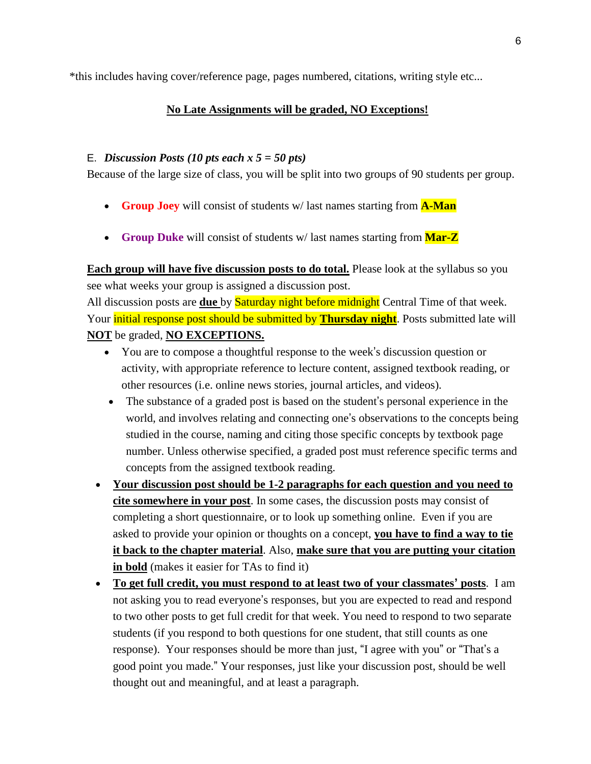*this includes having cover/reference page, pages numbered, citations, writing style etc...

**No Late Assignments will be graded, NO Exceptions!**

E. ***Discussion Posts (10 pts each x 5 = 50 pts)***

Because of the large size of class, you will be split into two groups of 90 students per group.

- **Group Joey** will consist of students w/ last names starting from **A-Man**
- **Group Duke** will consist of students w/ last names starting from **Mar-Z**

**Each group will have five discussion posts to do total.** Please look at the syllabus so you see what weeks your group is assigned a discussion post.

All discussion posts are **due** by Saturday night before midnight Central Time of that week. Your initial response post should be submitted by **Thursday night**. Posts submitted late will **NOT** be graded, **NO EXCEPTIONS.**

- You are to compose a thoughtful response to the week's discussion question or activity, with appropriate reference to lecture content, assigned textbook reading, or other resources (i.e. online news stories, journal articles, and videos).
- The substance of a graded post is based on the student's personal experience in the world, and involves relating and connecting one's observations to the concepts being studied in the course, naming and citing those specific concepts by textbook page number. Unless otherwise specified, a graded post must reference specific terms and concepts from the assigned textbook reading.
- **Your discussion post should be 1-2 paragraphs for each question and you need to cite somewhere in your post**. In some cases, the discussion posts may consist of completing a short questionnaire, or to look up something online. Even if you are asked to provide your opinion or thoughts on a concept, **you have to find a way to tie it back to the chapter material**. Also, **make sure that you are putting your citation in bold** (makes it easier for TAs to find it)
- **To get full credit, you must respond to at least two of your classmates' posts**. I am not asking you to read everyone's responses, but you are expected to read and respond to two other posts to get full credit for that week. You need to respond to two separate students (if you respond to both questions for one student, that still counts as one response). Your responses should be more than just, "I agree with you" or "That's a good point you made." Your responses, just like your discussion post, should be well thought out and meaningful, and at least a paragraph.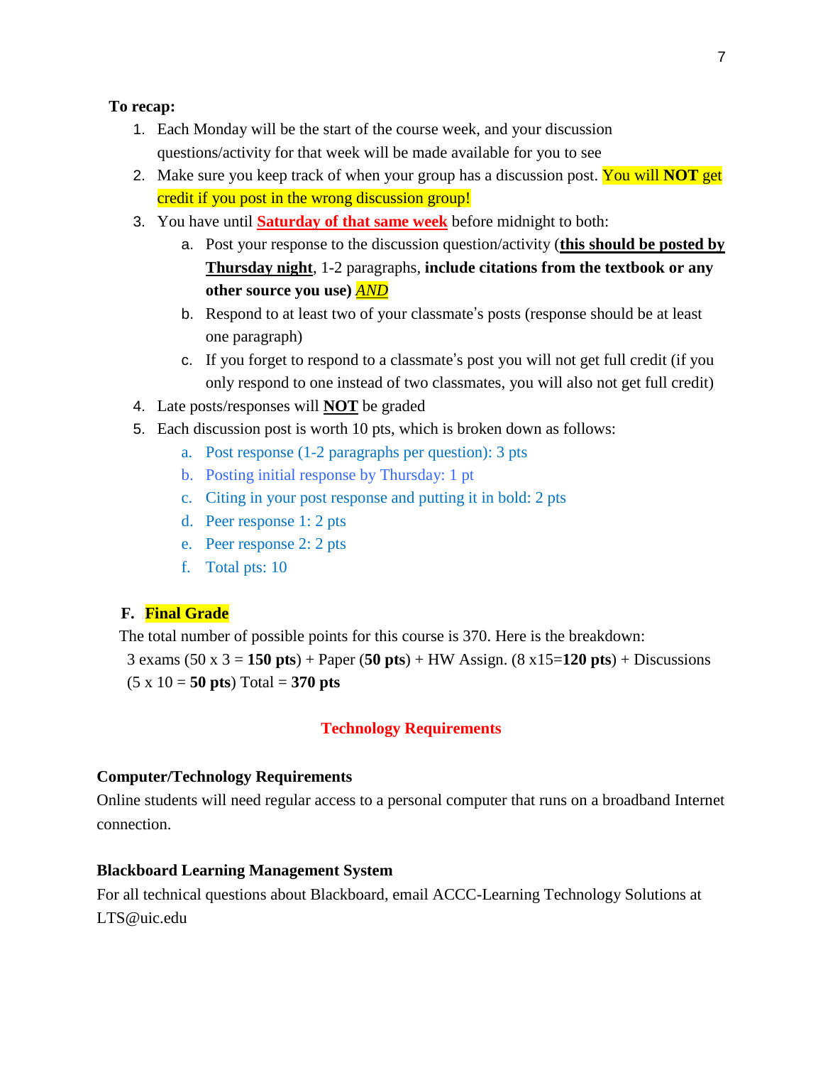**To recap:**

1. Each Monday will be the start of the course week, and your discussion questions/activity for that week will be made available for you to see
2. Make sure you keep track of when your group has a discussion post. You will **NOT** get credit if you post in the wrong discussion group!
3. You have until **Saturday of that same week** before midnight to both:
   a. Post your response to the discussion question/activity (**this should be posted by Thursday night**, 1-2 paragraphs, **include citations from the textbook or any other source you use)** ***AND***
   b. Respond to at least two of your classmate's posts (response should be at least one paragraph)
   c. If you forget to respond to a classmate's post you will not get full credit (if you only respond to one instead of two classmates, you will also not get full credit)
4. Late posts/responses will **NOT** be graded
5. Each discussion post is worth 10 pts, which is broken down as follows:
   a. Post response (1-2 paragraphs per question): 3 pts
   b. Posting initial response by Thursday: 1 pt
   c. Citing in your post response and putting it in bold: 2 pts
   d. Peer response 1: 2 pts
   e. Peer response 2: 2 pts
   f. Total pts: 10

### F. Final Grade

The total number of possible points for this course is 370. Here is the breakdown:
3 exams (50 x 3 = **150 pts**) + Paper (**50 pts**) + HW Assign. (8 x15=**120 pts**) + Discussions (5 x 10 = **50 pts**) Total = **370 pts**

## Technology Requirements

**Computer/Technology Requirements**

Online students will need regular access to a personal computer that runs on a broadband Internet connection.

**Blackboard Learning Management System**

For all technical questions about Blackboard, email ACCC-Learning Technology Solutions at LTS@uic.edu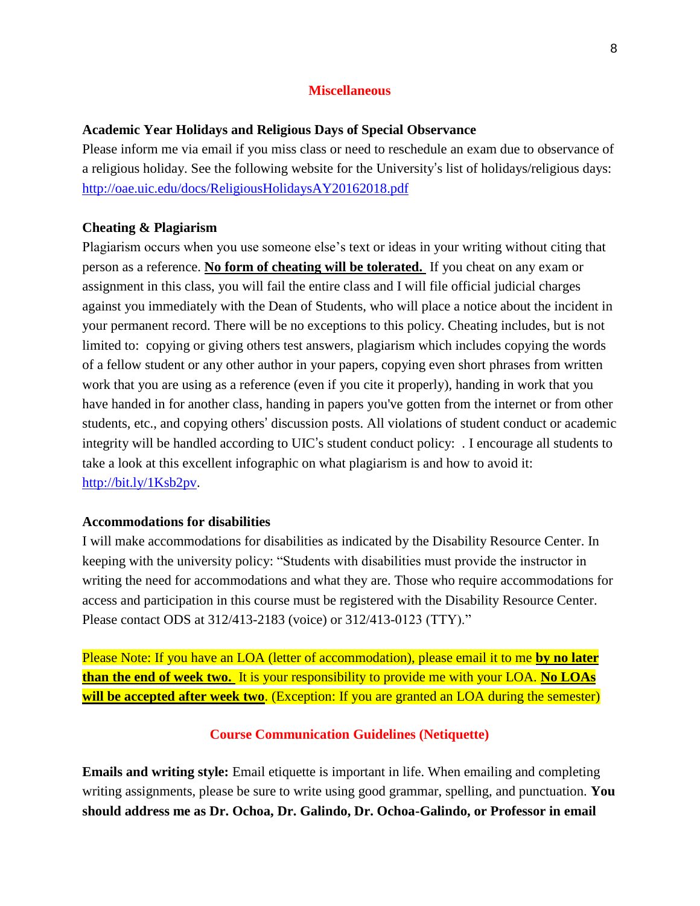## Miscellaneous

**Academic Year Holidays and Religious Days of Special Observance**

Please inform me via email if you miss class or need to reschedule an exam due to observance of a religious holiday. See the following website for the University's list of holidays/religious days: http://oae.uic.edu/docs/ReligiousHolidaysAY20162018.pdf

**Cheating & Plagiarism**

Plagiarism occurs when you use someone else's text or ideas in your writing without citing that person as a reference. **No form of cheating will be tolerated.** If you cheat on any exam or assignment in this class, you will fail the entire class and I will file official judicial charges against you immediately with the Dean of Students, who will place a notice about the incident in your permanent record. There will be no exceptions to this policy. Cheating includes, but is not limited to: copying or giving others test answers, plagiarism which includes copying the words of a fellow student or any other author in your papers, copying even short phrases from written work that you are using as a reference (even if you cite it properly), handing in work that you have handed in for another class, handing in papers you've gotten from the internet or from other students, etc., and copying others' discussion posts. All violations of student conduct or academic integrity will be handled according to UIC's student conduct policy: . I encourage all students to take a look at this excellent infographic on what plagiarism is and how to avoid it: http://bit.ly/1Ksb2pv.

**Accommodations for disabilities**

I will make accommodations for disabilities as indicated by the Disability Resource Center. In keeping with the university policy: "Students with disabilities must provide the instructor in writing the need for accommodations and what they are. Those who require accommodations for access and participation in this course must be registered with the Disability Resource Center. Please contact ODS at 312/413-2183 (voice) or 312/413-0123 (TTY)."

Please Note: If you have an LOA (letter of accommodation), please email it to me **by no later than the end of week two.** It is your responsibility to provide me with your LOA. **No LOAs will be accepted after week two**. (Exception: If you are granted an LOA during the semester)

## Course Communication Guidelines (Netiquette)

**Emails and writing style:** Email etiquette is important in life. When emailing and completing writing assignments, please be sure to write using good grammar, spelling, and punctuation. **You should address me as Dr. Ochoa, Dr. Galindo, Dr. Ochoa-Galindo, or Professor in email**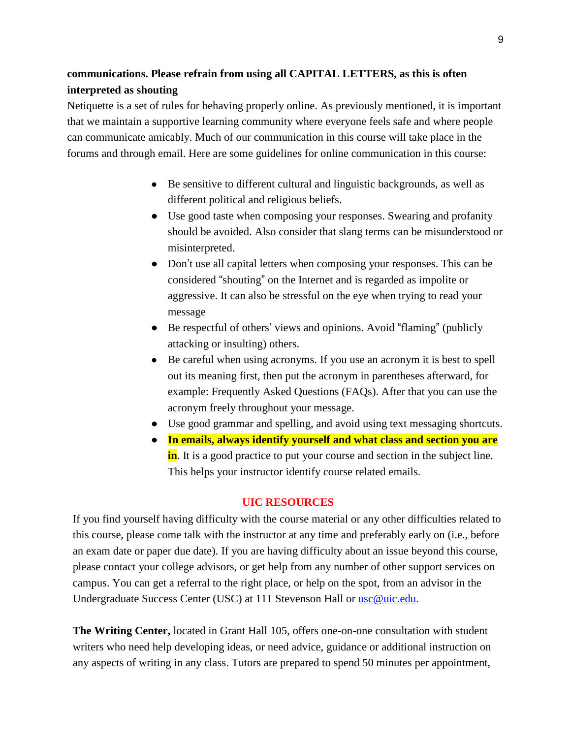**communications. Please refrain from using all CAPITAL LETTERS, as this is often interpreted as shouting**

Netiquette is a set of rules for behaving properly online. As previously mentioned, it is important that we maintain a supportive learning community where everyone feels safe and where people can communicate amicably. Much of our communication in this course will take place in the forums and through email. Here are some guidelines for online communication in this course:

- Be sensitive to different cultural and linguistic backgrounds, as well as different political and religious beliefs.
- Use good taste when composing your responses. Swearing and profanity should be avoided. Also consider that slang terms can be misunderstood or misinterpreted.
- Don't use all capital letters when composing your responses. This can be considered "shouting" on the Internet and is regarded as impolite or aggressive. It can also be stressful on the eye when trying to read your message
- Be respectful of others' views and opinions. Avoid "flaming" (publicly attacking or insulting) others.
- Be careful when using acronyms. If you use an acronym it is best to spell out its meaning first, then put the acronym in parentheses afterward, for example: Frequently Asked Questions (FAQs). After that you can use the acronym freely throughout your message.
- Use good grammar and spelling, and avoid using text messaging shortcuts.
- **In emails, always identify yourself and what class and section you are in**. It is a good practice to put your course and section in the subject line. This helps your instructor identify course related emails.

## UIC RESOURCES

If you find yourself having difficulty with the course material or any other difficulties related to this course, please come talk with the instructor at any time and preferably early on (i.e., before an exam date or paper due date). If you are having difficulty about an issue beyond this course, please contact your college advisors, or get help from any number of other support services on campus. You can get a referral to the right place, or help on the spot, from an advisor in the Undergraduate Success Center (USC) at 111 Stevenson Hall or usc@uic.edu.

**The Writing Center,** located in Grant Hall 105, offers one-on-one consultation with student writers who need help developing ideas, or need advice, guidance or additional instruction on any aspects of writing in any class. Tutors are prepared to spend 50 minutes per appointment,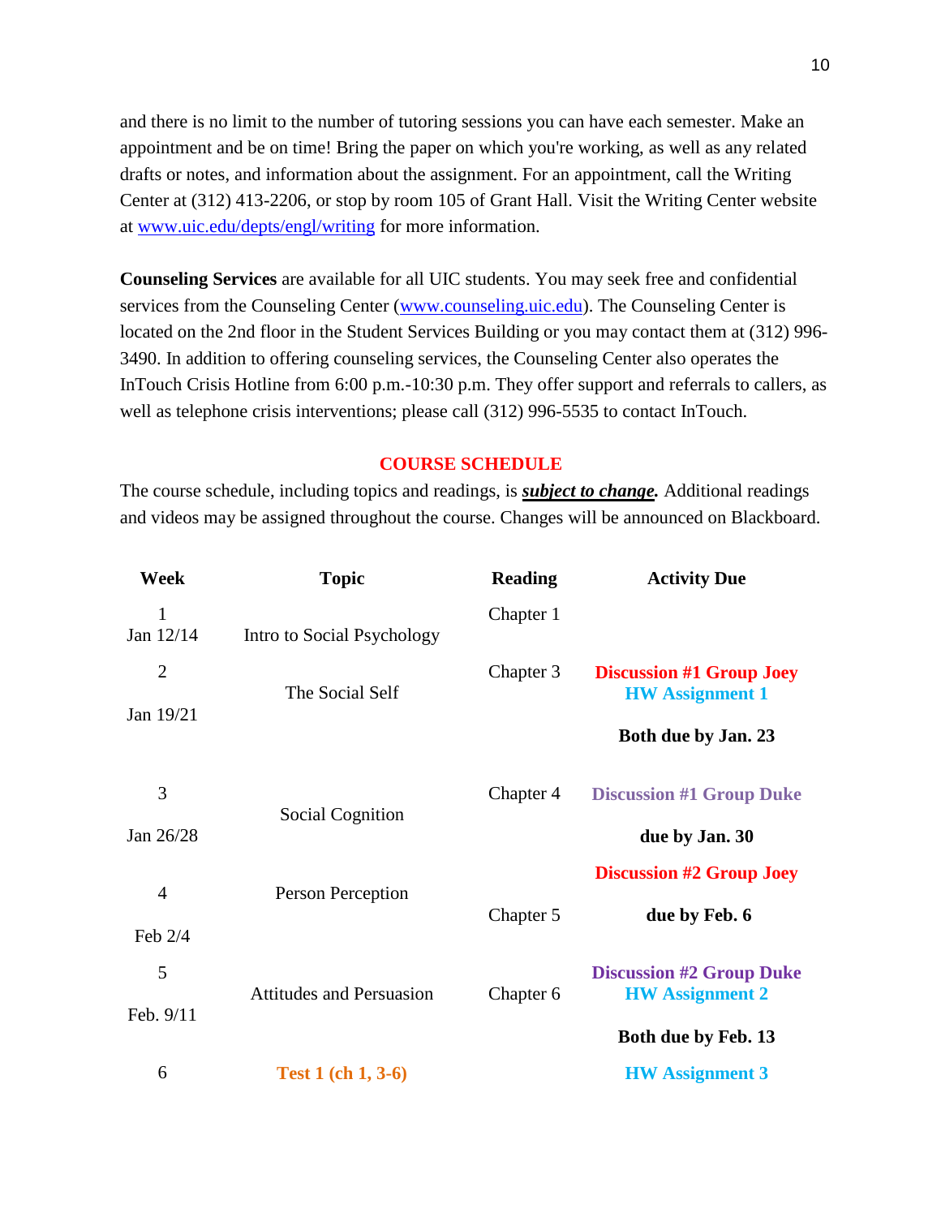and there is no limit to the number of tutoring sessions you can have each semester. Make an appointment and be on time! Bring the paper on which you're working, as well as any related drafts or notes, and information about the assignment. For an appointment, call the Writing Center at (312) 413-2206, or stop by room 105 of Grant Hall. Visit the Writing Center website at www.uic.edu/depts/engl/writing for more information.

**Counseling Services** are available for all UIC students. You may seek free and confidential services from the Counseling Center (www.counseling.uic.edu). The Counseling Center is located on the 2nd floor in the Student Services Building or you may contact them at (312) 996-3490. In addition to offering counseling services, the Counseling Center also operates the InTouch Crisis Hotline from 6:00 p.m.-10:30 p.m. They offer support and referrals to callers, as well as telephone crisis interventions; please call (312) 996-5535 to contact InTouch.

## COURSE SCHEDULE

The course schedule, including topics and readings, is ***subject to change.*** Additional readings and videos may be assigned throughout the course. Changes will be announced on Blackboard.

| Week | Topic | Reading | Activity Due |
|---|---|---|---|
| 1<br>Jan 12/14 | Intro to Social Psychology | Chapter 1 | |
| 2<br>Jan 19/21 | The Social Self | Chapter 3 | **Discussion #1 Group Joey**<br>**HW Assignment 1**<br>**Both due by Jan. 23** |
| 3<br>Jan 26/28 | Social Cognition | Chapter 4 | **Discussion #1 Group Duke**<br>**due by Jan. 30** |
| 4<br>Feb 2/4 | Person Perception | Chapter 5 | **Discussion #2 Group Joey**<br>**due by Feb. 6** |
| 5<br>Feb. 9/11 | Attitudes and Persuasion | Chapter 6 | **Discussion #2 Group Duke**<br>**HW Assignment 2**<br>**Both due by Feb. 13** |
| 6 | **Test 1 (ch 1, 3-6)** | | **HW Assignment 3** |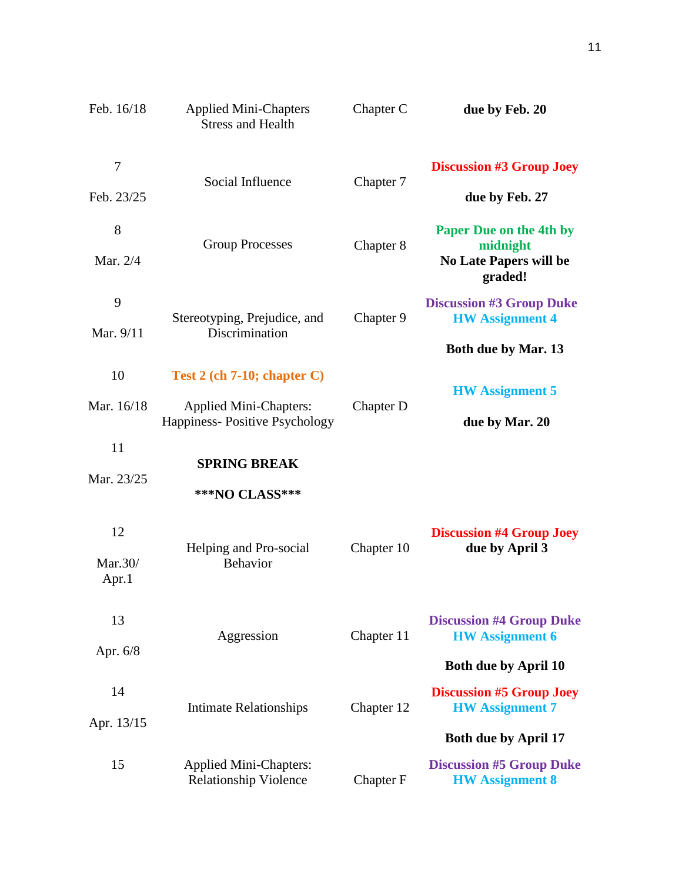| | | | |
|---|---|---|---|
| Feb. 16/18 | Applied Mini-Chapters Stress and Health | Chapter C | **due by Feb. 20** |
| 7<br>Feb. 23/25 | Social Influence | Chapter 7 | **Discussion #3 Group Joey**<br>**due by Feb. 27** |
| 8<br>Mar. 2/4 | Group Processes | Chapter 8 | **Paper Due on the 4th by midnight**<br>**No Late Papers will be graded!** |
| 9<br>Mar. 9/11 | Stereotyping, Prejudice, and Discrimination | Chapter 9 | **Discussion #3 Group Duke**<br>**HW Assignment 4**<br>**Both due by Mar. 13** |
| 10<br>Mar. 16/18 | **Test 2 (ch 7-10; chapter C)**<br>Applied Mini-Chapters: Happiness- Positive Psychology | Chapter D | **HW Assignment 5**<br>**due by Mar. 20** |
| 11<br>Mar. 23/25 | **SPRING BREAK**<br>**\*\*\*NO CLASS\*\*\*** | | |
| 12<br>Mar.30/ Apr.1 | Helping and Pro-social Behavior | Chapter 10 | **Discussion #4 Group Joey**<br>**due by April 3** |
| 13<br>Apr. 6/8 | Aggression | Chapter 11 | **Discussion #4 Group Duke**<br>**HW Assignment 6**<br>**Both due by April 10** |
| 14<br>Apr. 13/15 | Intimate Relationships | Chapter 12 | **Discussion #5 Group Joey**<br>**HW Assignment 7**<br>**Both due by April 17** |
| 15 | Applied Mini-Chapters: Relationship Violence | Chapter F | **Discussion #5 Group Duke**<br>**HW Assignment 8** |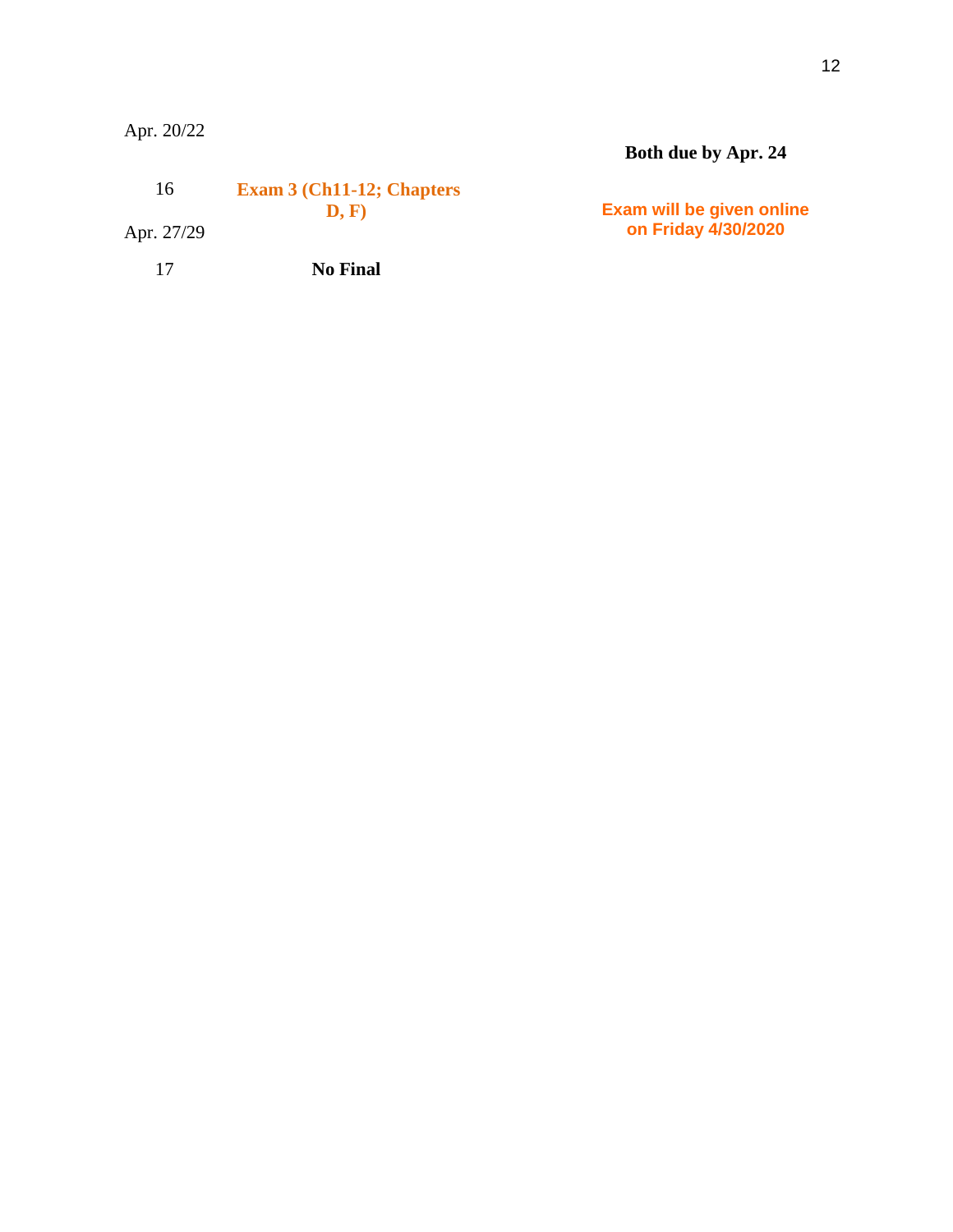| | | |
|---|---|---|
| Apr. 20/22 | | **Both due by Apr. 24** |
| 16 | **Exam 3 (Ch11-12; Chapters D, F)** | **Exam will be given online on Friday 4/30/2020** |
| Apr. 27/29 | | |
| 17 | **No Final** | |